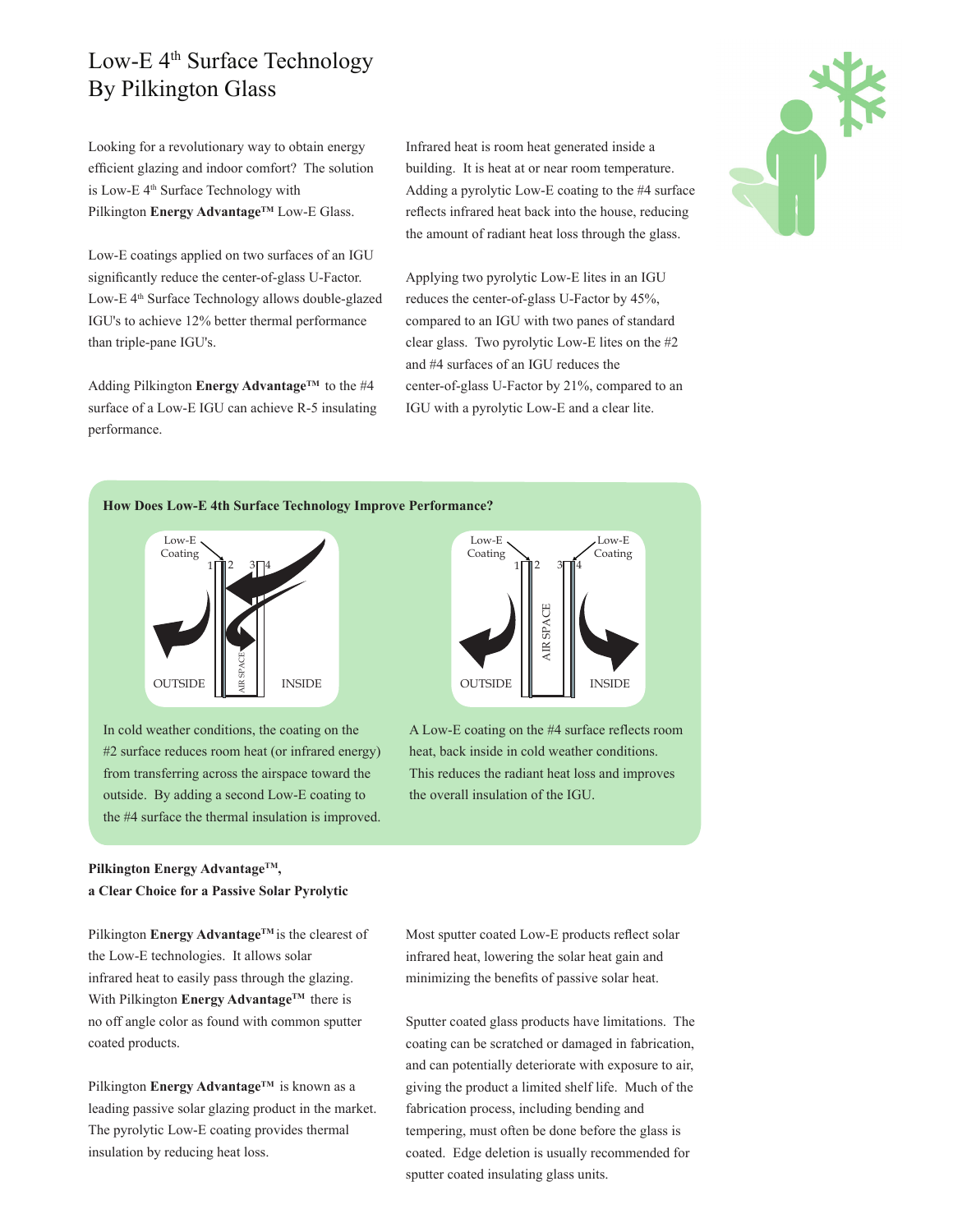# Low-E 4th Surface Technology By Pilkington Glass

Looking for a revolutionary way to obtain energy efficient glazing and indoor comfort? The solution is Low-E 4th Surface Technology with Pilkington **Energy Advantage™** Low-E Glass.

Low-E coatings applied on two surfaces of an IGU significantly reduce the center-of-glass U-Factor. Low-E 4th Surface Technology allows double-glazed IGU's to achieve 12% better thermal performance than triple-pane IGU's.

Adding Pilkington **Energy Advantage™** to the #4 surface of a Low-E IGU can achieve R-5 insulating performance.

Infrared heat is room heat generated inside a building. It is heat at or near room temperature. Adding a pyrolytic Low-E coating to the #4 surface reflects infrared heat back into the house, reducing the amount of radiant heat loss through the glass.

Applying two pyrolytic Low-E lites in an IGU reduces the center-of-glass U-Factor by 45%, compared to an IGU with two panes of standard clear glass. Two pyrolytic Low-E lites on the #2 and #4 surfaces of an IGU reduces the center-of-glass U-Factor by 21%, compared to an IGU with a pyrolytic Low-E and a clear lite.

### How Does Low-E 4th Surface Technology Improve Performance?

Low-E Coating 1 2 3 4 OUTSIDE AIR SPACE INSIDE

In cold weather conditions, the coating on the #2 surface reduces room heat (or infrared energy) from transferring across the airspace toward the outside. By adding a second Low-E coating to the #4 surface the thermal insulation is improved.

Low-E Coating Low-E Coating 1 2 3 4 OUTSIDE AIR SPACE INSIDE

A Low-E coating on the #4 surface reflects room heat, back inside in cold weather conditions. This reduces the radiant heat loss and improves the overall insulation of the IGU.

### Pilkington Energy Advantage™, a Clear Choice for a Passive Solar Pyrolytic

Pilkington **Energy Advantage™** is the clearest of the Low-E technologies. It allows solar infrared heat to easily pass through the glazing. With Pilkington **Energy Advantage™** there is no off angle color as found with common sputter coated products.

Pilkington **Energy Advantage™** is known as a leading passive solar glazing product in the market. The pyrolytic Low-E coating provides thermal insulation by reducing heat loss.

Most sputter coated Low-E products reflect solar infrared heat, lowering the solar heat gain and minimizing the benefits of passive solar heat.

Sputter coated glass products have limitations. The coating can be scratched or damaged in fabrication, and can potentially deteriorate with exposure to air, giving the product a limited shelf life. Much of the fabrication process, including bending and tempering, must often be done before the glass is coated. Edge deletion is usually recommended for sputter coated insulating glass units.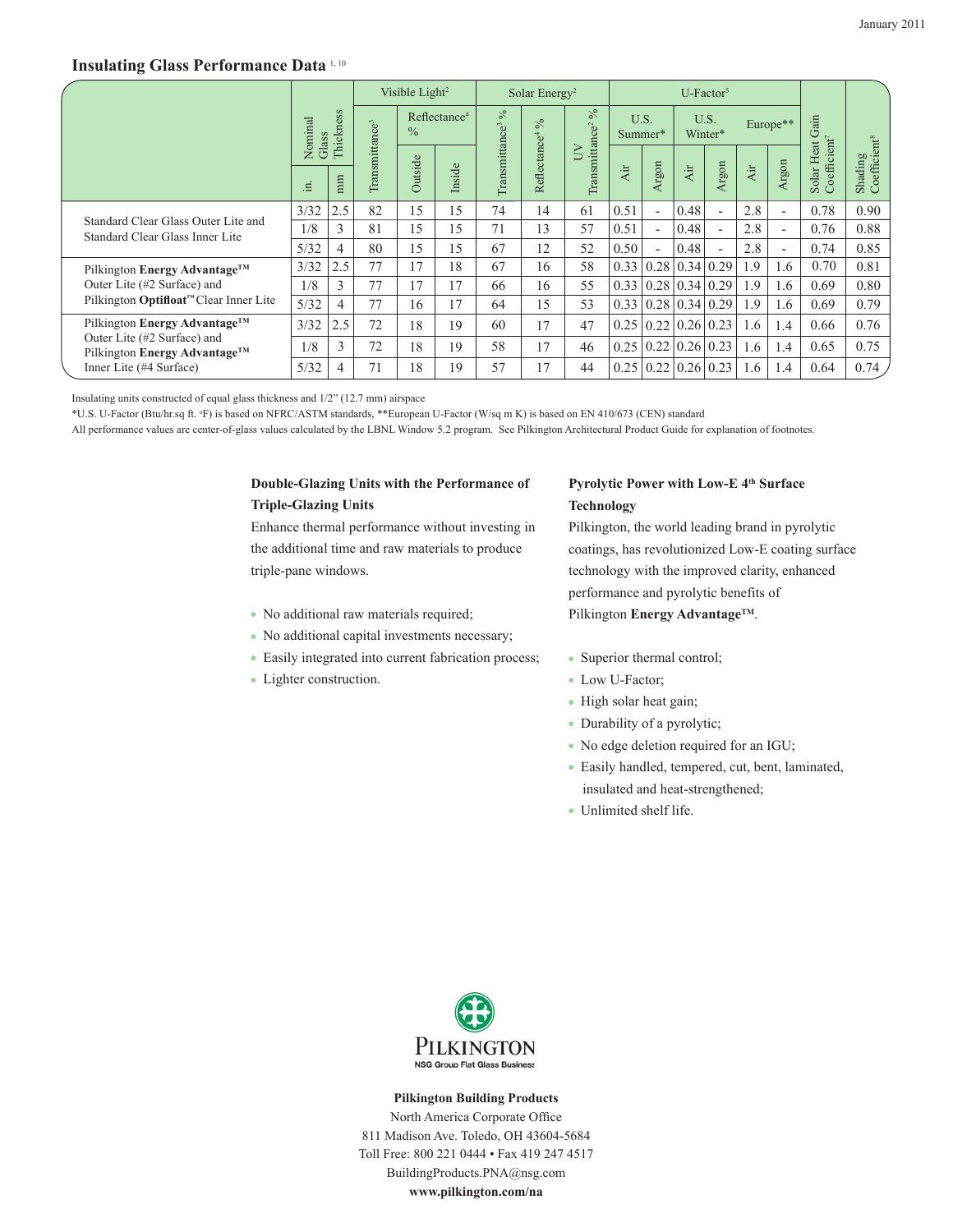## Insulating Glass Performance Data [1, 10]

| | Nominal Glass Thickness | | Visible Light[2] | | | Solar Energy[2] | | | U-Factor[5] | | | | | | Solar Heat Gain Coefficient[7] | Shading Coefficient[8] |
|---|---|---|---|---|---|---|---|---|---|---|---|---|---|---|---|---|
| | | | Transmittance[3] | Reflectance[4] % | | Transmittance[3] % | Reflectance[4] % | UV Transmittance[2] % | U.S. Summer* | | U.S. Winter* | | Europe** | | | |
| | in. | mm | | Outside | Inside | | | | Air | Argon | Air | Argon | Air | Argon | | |
| Standard Clear Glass Outer Lite and Standard Clear Glass Inner Lite | 3/32 | 2.5 | 82 | 15 | 15 | 74 | 14 | 61 | 0.51 | - | 0.48 | - | 2.8 | - | 0.78 | 0.90 |
| | 1/8 | 3 | 81 | 15 | 15 | 71 | 13 | 57 | 0.51 | - | 0.48 | - | 2.8 | - | 0.76 | 0.88 |
| | 5/32 | 4 | 80 | 15 | 15 | 67 | 12 | 52 | 0.50 | - | 0.48 | - | 2.8 | - | 0.74 | 0.85 |
| Pilkington **Energy Advantage™** Outer Lite (#2 Surface) and Pilkington **Optifloat™** Clear Inner Lite | 3/32 | 2.5 | 77 | 17 | 18 | 67 | 16 | 58 | 0.33 | 0.28 | 0.34 | 0.29 | 1.9 | 1.6 | 0.70 | 0.81 |
| | 1/8 | 3 | 77 | 17 | 17 | 66 | 16 | 55 | 0.33 | 0.28 | 0.34 | 0.29 | 1.9 | 1.6 | 0.69 | 0.80 |
| | 5/32 | 4 | 77 | 16 | 17 | 64 | 15 | 53 | 0.33 | 0.28 | 0.34 | 0.29 | 1.9 | 1.6 | 0.69 | 0.79 |
| Pilkington **Energy Advantage™** Outer Lite (#2 Surface) and Pilkington **Energy Advantage™** Inner Lite (#4 Surface) | 3/32 | 2.5 | 72 | 18 | 19 | 60 | 17 | 47 | 0.25 | 0.22 | 0.26 | 0.23 | 1.6 | 1.4 | 0.66 | 0.76 |
| | 1/8 | 3 | 72 | 18 | 19 | 58 | 17 | 46 | 0.25 | 0.22 | 0.26 | 0.23 | 1.6 | 1.4 | 0.65 | 0.75 |
| | 5/32 | 4 | 71 | 18 | 19 | 57 | 17 | 44 | 0.25 | 0.22 | 0.26 | 0.23 | 1.6 | 1.4 | 0.64 | 0.74 |

Insulating units constructed of equal glass thickness and 1/2" (12.7 mm) airspace

*U.S. U-Factor (Btu/hr.sq ft. °F) is based on NFRC/ASTM standards, **European U-Factor (W/sq m K) is based on EN 410/673 (CEN) standard

All performance values are center-of-glass values calculated by the LBNL Window 5.2 program. See Pilkington Architectural Product Guide for explanation of footnotes.

### Double-Glazing Units with the Performance of Triple-Glazing Units

Enhance thermal performance without investing in the additional time and raw materials to produce triple-pane windows.

- No additional raw materials required;
- No additional capital investments necessary;
- Easily integrated into current fabrication process;
- Lighter construction.

### Pyrolytic Power with Low-E 4th Surface Technology

Pilkington, the world leading brand in pyrolytic coatings, has revolutionized Low-E coating surface technology with the improved clarity, enhanced performance and pyrolytic benefits of Pilkington **Energy Advantage™**.

- Superior thermal control;
- Low U-Factor;
- High solar heat gain;
- Durability of a pyrolytic;
- No edge deletion required for an IGU;
- Easily handled, tempered, cut, bent, laminated, insulated and heat-strengthened;
- Unlimited shelf life.

PILKINGTON
NSG Group Flat Glass Business

**Pilkington Building Products**
North America Corporate Office
811 Madison Ave. Toledo, OH 43604-5684
Toll Free: 800 221 0444 • Fax 419 247 4517
BuildingProducts.PNA@nsg.com
**www.pilkington.com/na**